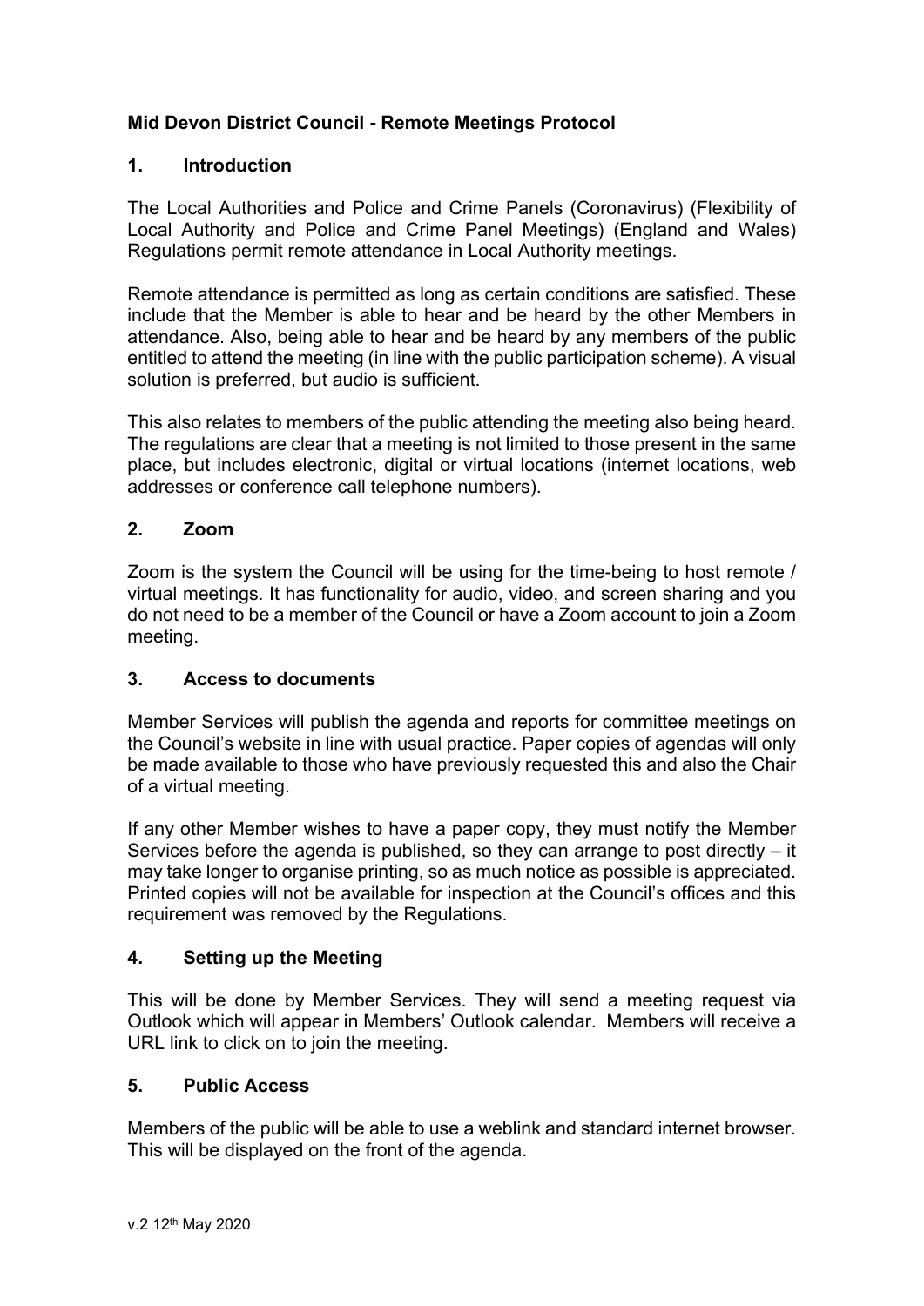**Mid Devon District Council - Remote Meetings Protocol**

## 1. Introduction

The Local Authorities and Police and Crime Panels (Coronavirus) (Flexibility of Local Authority and Police and Crime Panel Meetings) (England and Wales) Regulations permit remote attendance in Local Authority meetings.

Remote attendance is permitted as long as certain conditions are satisfied. These include that the Member is able to hear and be heard by the other Members in attendance. Also, being able to hear and be heard by any members of the public entitled to attend the meeting (in line with the public participation scheme). A visual solution is preferred, but audio is sufficient.

This also relates to members of the public attending the meeting also being heard. The regulations are clear that a meeting is not limited to those present in the same place, but includes electronic, digital or virtual locations (internet locations, web addresses or conference call telephone numbers).

## 2. Zoom

Zoom is the system the Council will be using for the time-being to host remote / virtual meetings. It has functionality for audio, video, and screen sharing and you do not need to be a member of the Council or have a Zoom account to join a Zoom meeting.

## 3. Access to documents

Member Services will publish the agenda and reports for committee meetings on the Council's website in line with usual practice. Paper copies of agendas will only be made available to those who have previously requested this and also the Chair of a virtual meeting.

If any other Member wishes to have a paper copy, they must notify the Member Services before the agenda is published, so they can arrange to post directly – it may take longer to organise printing, so as much notice as possible is appreciated. Printed copies will not be available for inspection at the Council's offices and this requirement was removed by the Regulations.

## 4. Setting up the Meeting

This will be done by Member Services. They will send a meeting request via Outlook which will appear in Members' Outlook calendar. Members will receive a URL link to click on to join the meeting.

## 5. Public Access

Members of the public will be able to use a weblink and standard internet browser. This will be displayed on the front of the agenda.

v.2 12th May 2020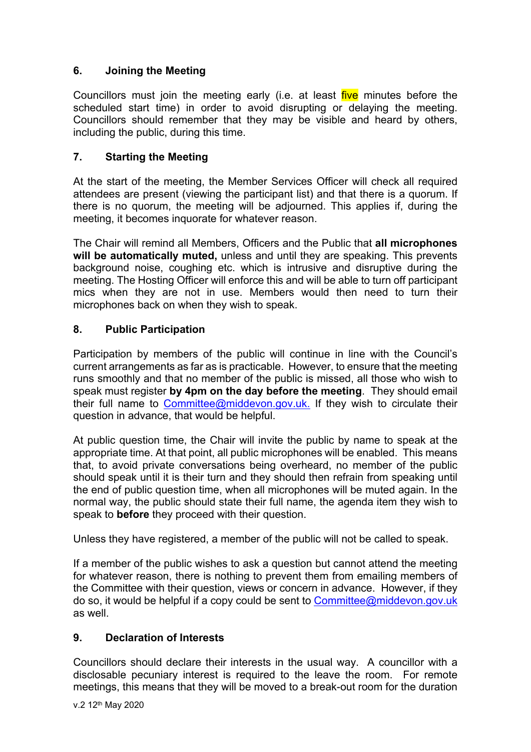## 6. Joining the Meeting

Councillors must join the meeting early (i.e. at least five minutes before the scheduled start time) in order to avoid disrupting or delaying the meeting. Councillors should remember that they may be visible and heard by others, including the public, during this time.

## 7. Starting the Meeting

At the start of the meeting, the Member Services Officer will check all required attendees are present (viewing the participant list) and that there is a quorum. If there is no quorum, the meeting will be adjourned. This applies if, during the meeting, it becomes inquorate for whatever reason.

The Chair will remind all Members, Officers and the Public that **all microphones will be automatically muted,** unless and until they are speaking. This prevents background noise, coughing etc. which is intrusive and disruptive during the meeting. The Hosting Officer will enforce this and will be able to turn off participant mics when they are not in use. Members would then need to turn their microphones back on when they wish to speak.

## 8. Public Participation

Participation by members of the public will continue in line with the Council's current arrangements as far as is practicable. However, to ensure that the meeting runs smoothly and that no member of the public is missed, all those who wish to speak must register **by 4pm on the day before the meeting**. They should email their full name to Committee@middevon.gov.uk. If they wish to circulate their question in advance, that would be helpful.

At public question time, the Chair will invite the public by name to speak at the appropriate time. At that point, all public microphones will be enabled. This means that, to avoid private conversations being overheard, no member of the public should speak until it is their turn and they should then refrain from speaking until the end of public question time, when all microphones will be muted again. In the normal way, the public should state their full name, the agenda item they wish to speak to **before** they proceed with their question.

Unless they have registered, a member of the public will not be called to speak.

If a member of the public wishes to ask a question but cannot attend the meeting for whatever reason, there is nothing to prevent them from emailing members of the Committee with their question, views or concern in advance. However, if they do so, it would be helpful if a copy could be sent to Committee@middevon.gov.uk as well.

## 9. Declaration of Interests

Councillors should declare their interests in the usual way. A councillor with a disclosable pecuniary interest is required to the leave the room. For remote meetings, this means that they will be moved to a break-out room for the duration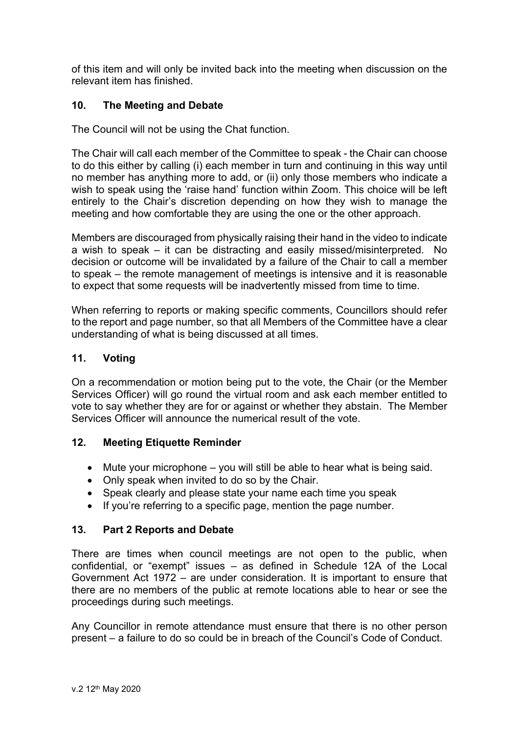of this item and will only be invited back into the meeting when discussion on the relevant item has finished.

## 10. The Meeting and Debate

The Council will not be using the Chat function.

The Chair will call each member of the Committee to speak - the Chair can choose to do this either by calling (i) each member in turn and continuing in this way until no member has anything more to add, or (ii) only those members who indicate a wish to speak using the 'raise hand' function within Zoom. This choice will be left entirely to the Chair's discretion depending on how they wish to manage the meeting and how comfortable they are using the one or the other approach.

Members are discouraged from physically raising their hand in the video to indicate a wish to speak – it can be distracting and easily missed/misinterpreted. No decision or outcome will be invalidated by a failure of the Chair to call a member to speak – the remote management of meetings is intensive and it is reasonable to expect that some requests will be inadvertently missed from time to time.

When referring to reports or making specific comments, Councillors should refer to the report and page number, so that all Members of the Committee have a clear understanding of what is being discussed at all times.

## 11. Voting

On a recommendation or motion being put to the vote, the Chair (or the Member Services Officer) will go round the virtual room and ask each member entitled to vote to say whether they are for or against or whether they abstain. The Member Services Officer will announce the numerical result of the vote.

## 12. Meeting Etiquette Reminder

- Mute your microphone – you will still be able to hear what is being said.
- Only speak when invited to do so by the Chair.
- Speak clearly and please state your name each time you speak
- If you're referring to a specific page, mention the page number.

## 13. Part 2 Reports and Debate

There are times when council meetings are not open to the public, when confidential, or "exempt" issues – as defined in Schedule 12A of the Local Government Act 1972 – are under consideration. It is important to ensure that there are no members of the public at remote locations able to hear or see the proceedings during such meetings.

Any Councillor in remote attendance must ensure that there is no other person present – a failure to do so could be in breach of the Council's Code of Conduct.

v.2 12th May 2020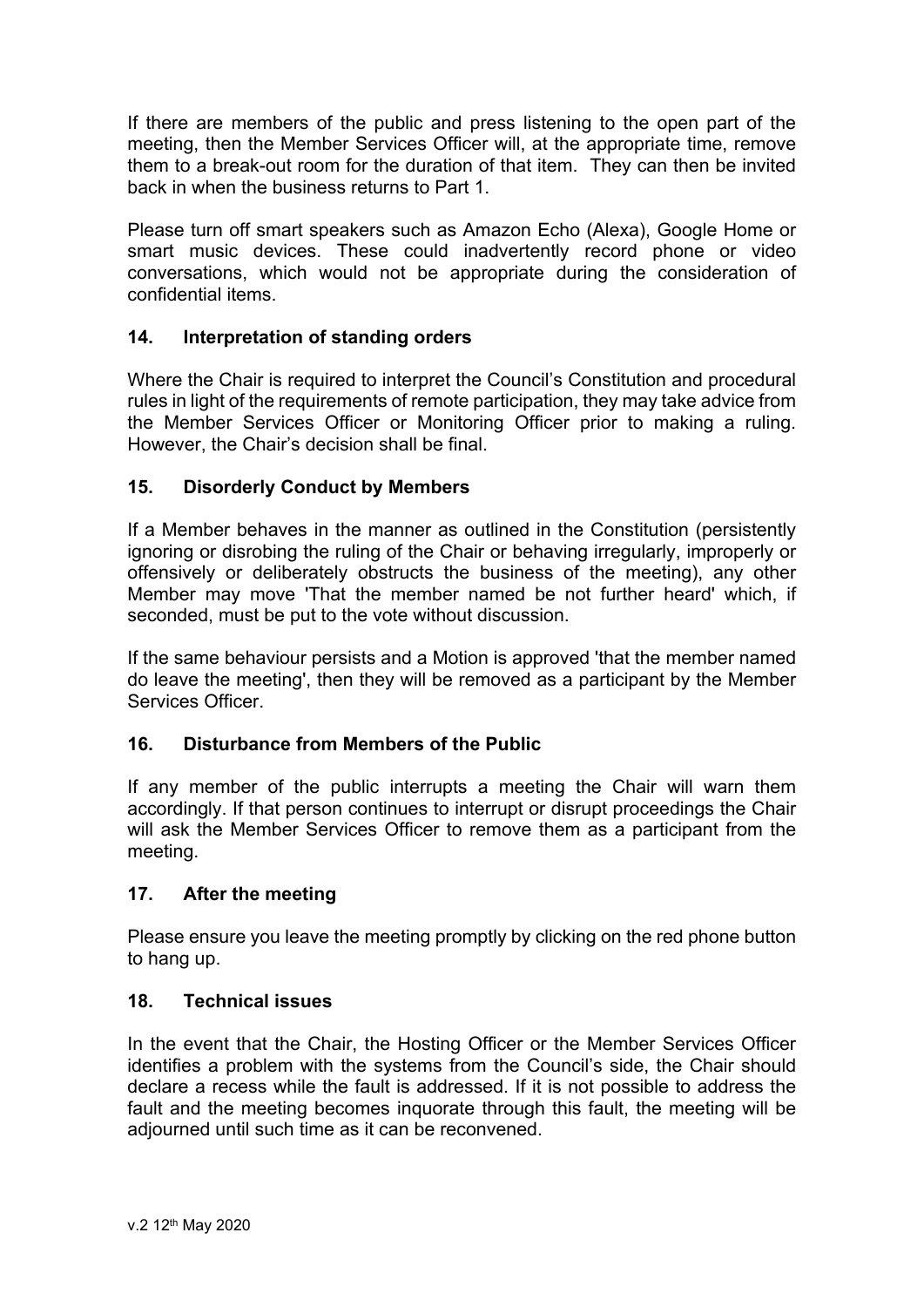If there are members of the public and press listening to the open part of the meeting, then the Member Services Officer will, at the appropriate time, remove them to a break-out room for the duration of that item. They can then be invited back in when the business returns to Part 1.

Please turn off smart speakers such as Amazon Echo (Alexa), Google Home or smart music devices. These could inadvertently record phone or video conversations, which would not be appropriate during the consideration of confidential items.

## 14. Interpretation of standing orders

Where the Chair is required to interpret the Council's Constitution and procedural rules in light of the requirements of remote participation, they may take advice from the Member Services Officer or Monitoring Officer prior to making a ruling. However, the Chair's decision shall be final.

## 15. Disorderly Conduct by Members

If a Member behaves in the manner as outlined in the Constitution (persistently ignoring or disrobing the ruling of the Chair or behaving irregularly, improperly or offensively or deliberately obstructs the business of the meeting), any other Member may move 'That the member named be not further heard' which, if seconded, must be put to the vote without discussion.

If the same behaviour persists and a Motion is approved 'that the member named do leave the meeting', then they will be removed as a participant by the Member Services Officer.

## 16. Disturbance from Members of the Public

If any member of the public interrupts a meeting the Chair will warn them accordingly. If that person continues to interrupt or disrupt proceedings the Chair will ask the Member Services Officer to remove them as a participant from the meeting.

## 17. After the meeting

Please ensure you leave the meeting promptly by clicking on the red phone button to hang up.

## 18. Technical issues

In the event that the Chair, the Hosting Officer or the Member Services Officer identifies a problem with the systems from the Council's side, the Chair should declare a recess while the fault is addressed. If it is not possible to address the fault and the meeting becomes inquorate through this fault, the meeting will be adjourned until such time as it can be reconvened.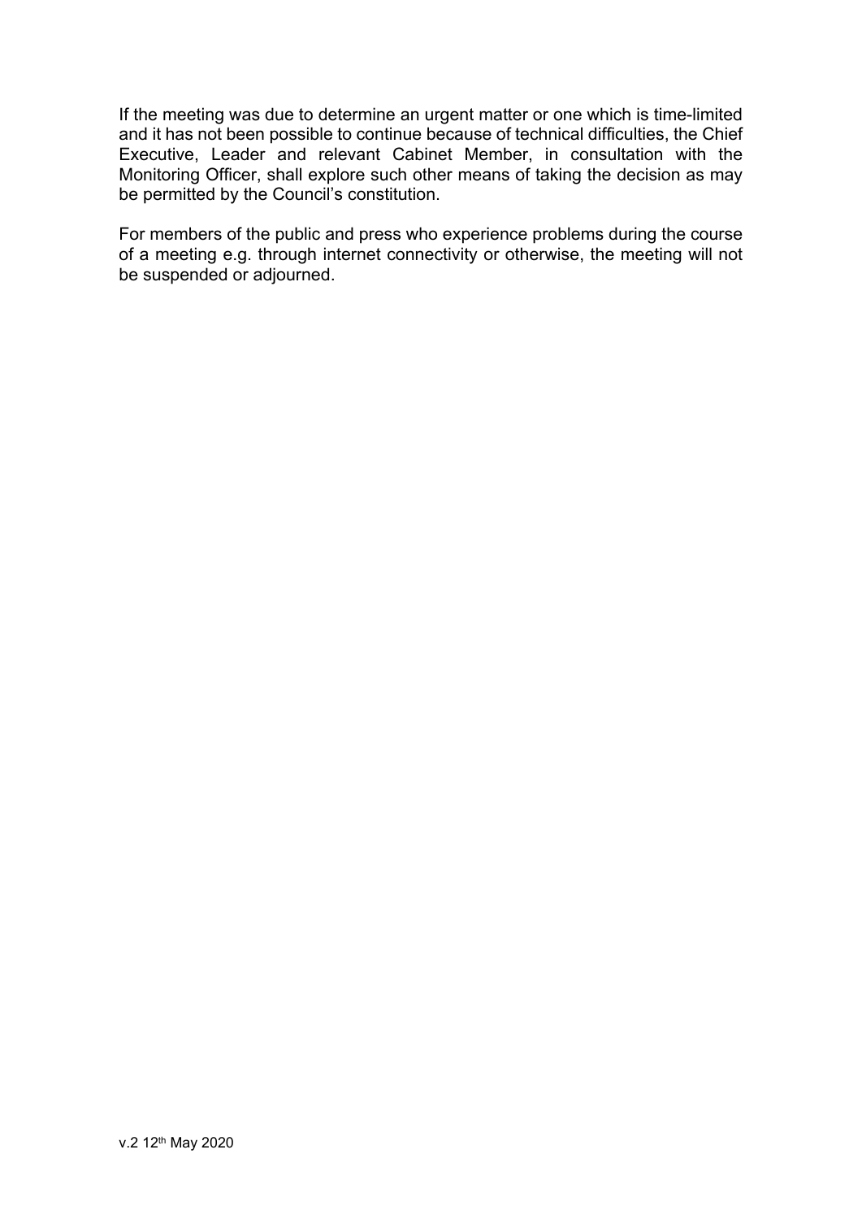If the meeting was due to determine an urgent matter or one which is time-limited and it has not been possible to continue because of technical difficulties, the Chief Executive, Leader and relevant Cabinet Member, in consultation with the Monitoring Officer, shall explore such other means of taking the decision as may be permitted by the Council's constitution.

For members of the public and press who experience problems during the course of a meeting e.g. through internet connectivity or otherwise, the meeting will not be suspended or adjourned.

v.2 12th May 2020